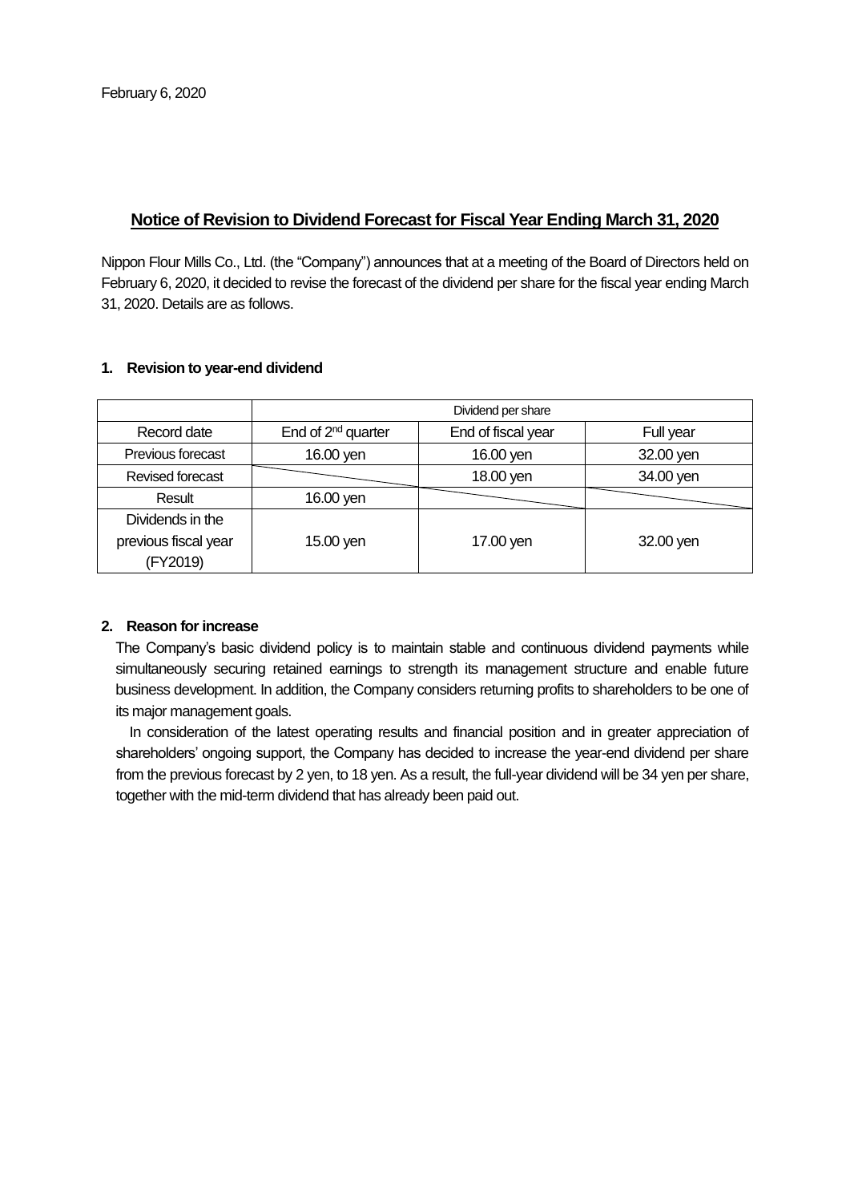February 6, 2020

## Notice of Revision to Dividend Forecast for Fiscal Year Ending March 31, 2020

Nippon Flour Mills Co., Ltd. (the "Company") announces that at a meeting of the Board of Directors held on February 6, 2020, it decided to revise the forecast of the dividend per share for the fiscal year ending March 31, 2020. Details are as follows.

### 1. Revision to year-end dividend

| | Dividend per share | | |
|---|---|---|---|
| Record date | End of 2nd quarter | End of fiscal year | Full year |
| Previous forecast | 16.00 yen | 16.00 yen | 32.00 yen |
| Revised forecast | | 18.00 yen | 34.00 yen |
| Result | 16.00 yen | | |
| Dividends in the previous fiscal year (FY2019) | 15.00 yen | 17.00 yen | 32.00 yen |

### 2. Reason for increase

The Company's basic dividend policy is to maintain stable and continuous dividend payments while simultaneously securing retained earnings to strength its management structure and enable future business development. In addition, the Company considers returning profits to shareholders to be one of its major management goals.

In consideration of the latest operating results and financial position and in greater appreciation of shareholders' ongoing support, the Company has decided to increase the year-end dividend per share from the previous forecast by 2 yen, to 18 yen. As a result, the full-year dividend will be 34 yen per share, together with the mid-term dividend that has already been paid out.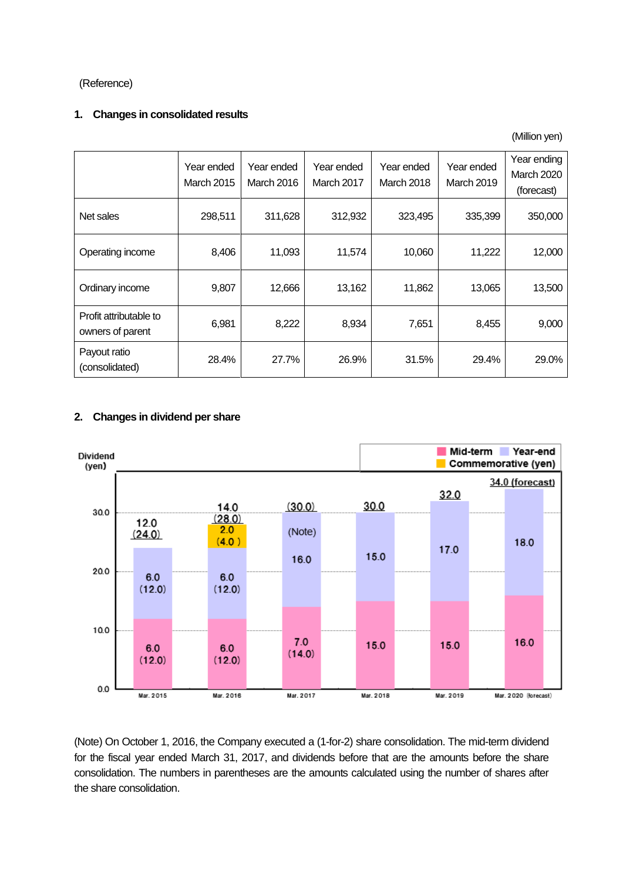(Reference)

## 1. Changes in consolidated results

(Million yen)

| | Year ended March 2015 | Year ended March 2016 | Year ended March 2017 | Year ended March 2018 | Year ended March 2019 | Year ending March 2020 (forecast) |
|---|---|---|---|---|---|---|
| Net sales | 298,511 | 311,628 | 312,932 | 323,495 | 335,399 | 350,000 |
| Operating income | 8,406 | 11,093 | 11,574 | 10,060 | 11,222 | 12,000 |
| Ordinary income | 9,807 | 12,666 | 13,162 | 11,862 | 13,065 | 13,500 |
| Profit attributable to owners of parent | 6,981 | 8,222 | 8,934 | 7,651 | 8,455 | 9,000 |
| Payout ratio (consolidated) | 28.4% | 27.7% | 26.9% | 31.5% | 29.4% | 29.0% |

## 2. Changes in dividend per share

Dividend (yen)

Mid-term Year-end Commemorative (yen)

30.0
20.0
10.0
0.0

Mar. 2015: 12.0 (24.0); 6.0 (12.0); 6.0 (12.0)

Mar. 2016: 14.0 (28.0); 2.0 (4.0 ); 6.0 (12.0); 6.0 (12.0)

Mar. 2017: (30.0); (Note) 16.0; 7.0 (14.0)

Mar. 2018: 30.0; 15.0; 15.0

Mar. 2019: 32.0; 17.0; 15.0

Mar. 2020 (forecast): 34.0 (forecast); 18.0; 16.0

(Note) On October 1, 2016, the Company executed a (1-for-2) share consolidation. The mid-term dividend for the fiscal year ended March 31, 2017, and dividends before that are the amounts before the share consolidation. The numbers in parentheses are the amounts calculated using the number of shares after the share consolidation.